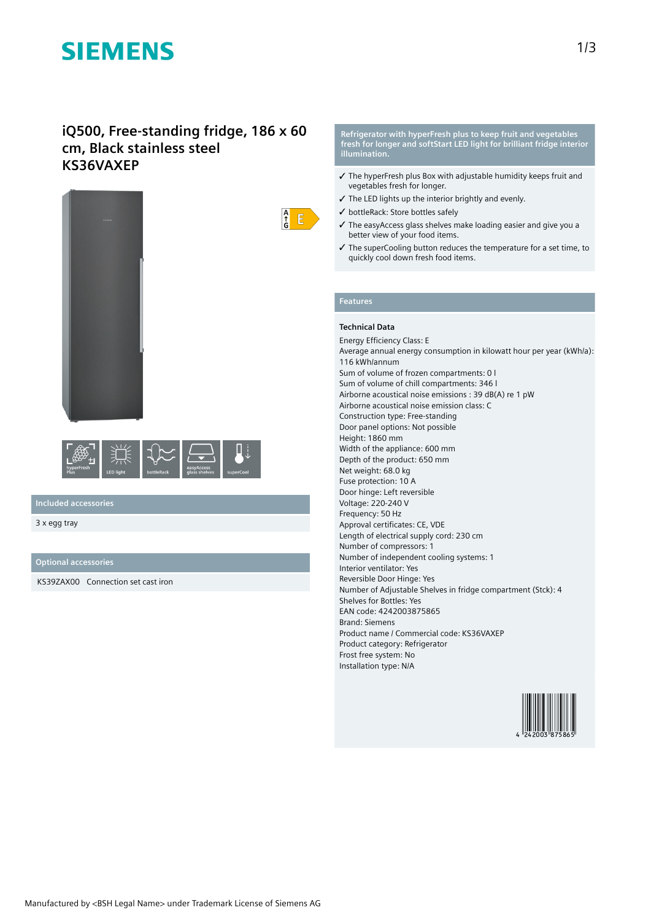# iQ500, Free-standing fridge, 186 x 60 cm, Black stainless steel KS36VAXEP

hyperFresh Plus | LED light | bottleRack | easyAccess glass shelves | superCool

## Included accessories

3 x egg tray

## Optional accessories

KS39ZAX00   Connection set cast iron

## Refrigerator with hyperFresh plus to keep fruit and vegetables fresh for longer and softStart LED light for brilliant fridge interior illumination.

- ✓ The hyperFresh plus Box with adjustable humidity keeps fruit and vegetables fresh for longer.
- ✓ The LED lights up the interior brightly and evenly.
- ✓ bottleRack: Store bottles safely
- ✓ The easyAccess glass shelves make loading easier and give you a better view of your food items.
- ✓ The superCooling button reduces the temperature for a set time, to quickly cool down fresh food items.

## Features

### Technical Data

Energy Efficiency Class: E
Average annual energy consumption in kilowatt hour per year (kWh/a): 116 kWh/annum
Sum of volume of frozen compartments: 0 l
Sum of volume of chill compartments: 346 l
Airborne acoustical noise emissions : 39 dB(A) re 1 pW
Airborne acoustical noise emission class: C
Construction type: Free-standing
Door panel options: Not possible
Height: 1860 mm
Width of the appliance: 600 mm
Depth of the product: 650 mm
Net weight: 68.0 kg
Fuse protection: 10 A
Door hinge: Left reversible
Voltage: 220-240 V
Frequency: 50 Hz
Approval certificates: CE, VDE
Length of electrical supply cord: 230 cm
Number of compressors: 1
Number of independent cooling systems: 1
Interior ventilator: Yes
Reversible Door Hinge: Yes
Number of Adjustable Shelves in fridge compartment (Stck): 4
Shelves for Bottles: Yes
EAN code: 4242003875865
Brand: Siemens
Product name / Commercial code: KS36VAXEP
Product category: Refrigerator
Frost free system: No
Installation type: N/A

4 242003 875865

Manufactured by <BSH Legal Name> under Trademark License of Siemens AG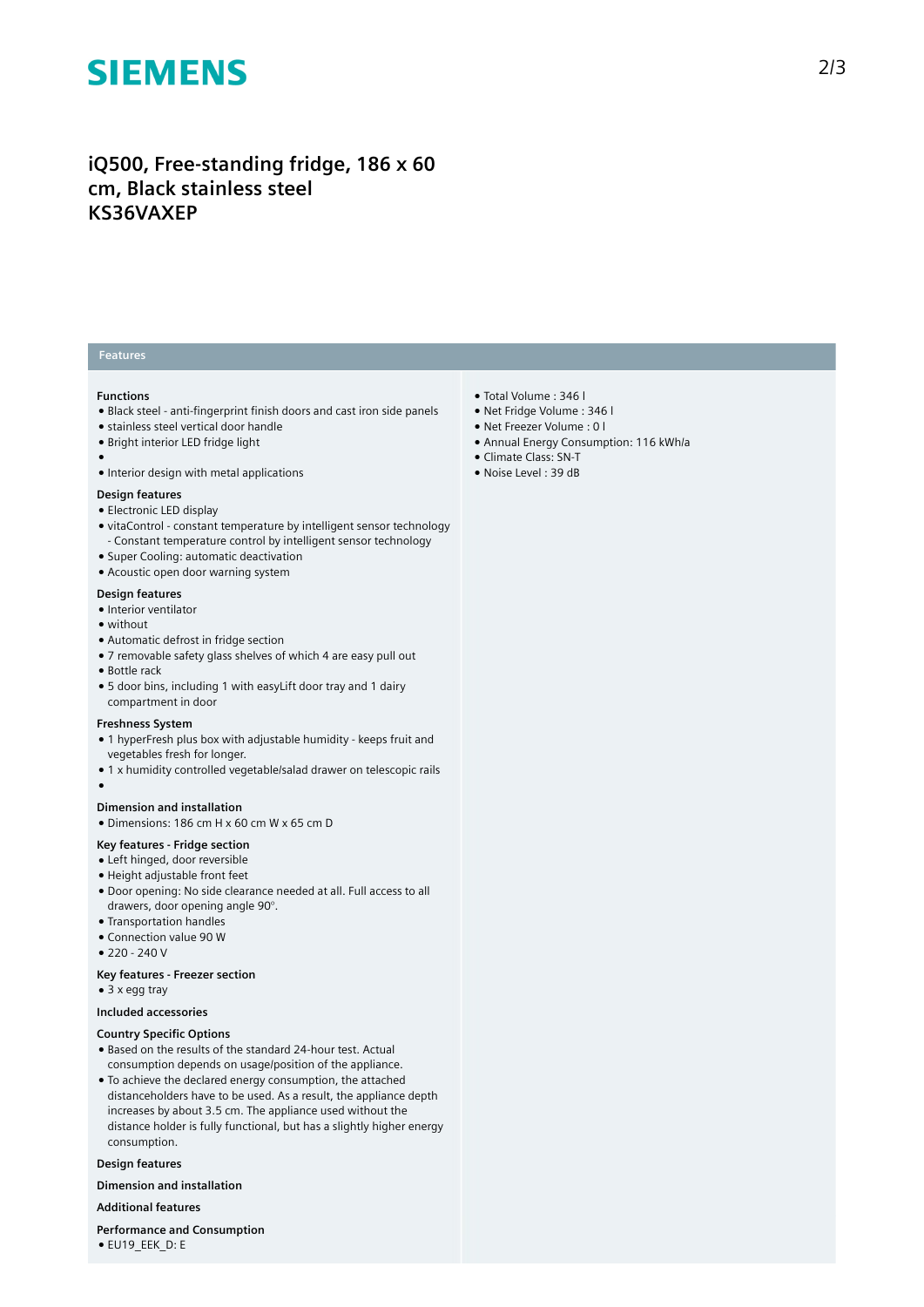# SIEMENS

## iQ500, Free-standing fridge, 186 x 60 cm, Black stainless steel KS36VAXEP

### Features

**Functions**

- Black steel - anti-fingerprint finish doors and cast iron side panels
- stainless steel vertical door handle
- Bright interior LED fridge light
- 
- Interior design with metal applications

**Design features**

- Electronic LED display
- vitaControl - constant temperature by intelligent sensor technology - Constant temperature control by intelligent sensor technology
- Super Cooling: automatic deactivation
- Acoustic open door warning system

**Design features**

- Interior ventilator
- without
- Automatic defrost in fridge section
- 7 removable safety glass shelves of which 4 are easy pull out
- Bottle rack
- 5 door bins, including 1 with easyLift door tray and 1 dairy compartment in door

**Freshness System**

- 1 hyperFresh plus box with adjustable humidity - keeps fruit and vegetables fresh for longer.
- 1 x humidity controlled vegetable/salad drawer on telescopic rails
- 

**Dimension and installation**

- Dimensions: 186 cm H x 60 cm W x 65 cm D

**Key features - Fridge section**

- Left hinged, door reversible
- Height adjustable front feet
- Door opening: No side clearance needed at all. Full access to all drawers, door opening angle 90°.
- Transportation handles
- Connection value 90 W
- 220 - 240 V

**Key features - Freezer section**

- 3 x egg tray

**Included accessories**

**Country Specific Options**

- Based on the results of the standard 24-hour test. Actual consumption depends on usage/position of the appliance.
- To achieve the declared energy consumption, the attached distanceholders have to be used. As a result, the appliance depth increases by about 3.5 cm. The appliance used without the distance holder is fully functional, but has a slightly higher energy consumption.

**Design features**

**Dimension and installation**

**Additional features**

**Performance and Consumption**

- EU19_EEK_D: E

- Total Volume : 346 l
- Net Fridge Volume : 346 l
- Net Freezer Volume : 0 l
- Annual Energy Consumption: 116 kWh/a
- Climate Class: SN-T
- Noise Level : 39 dB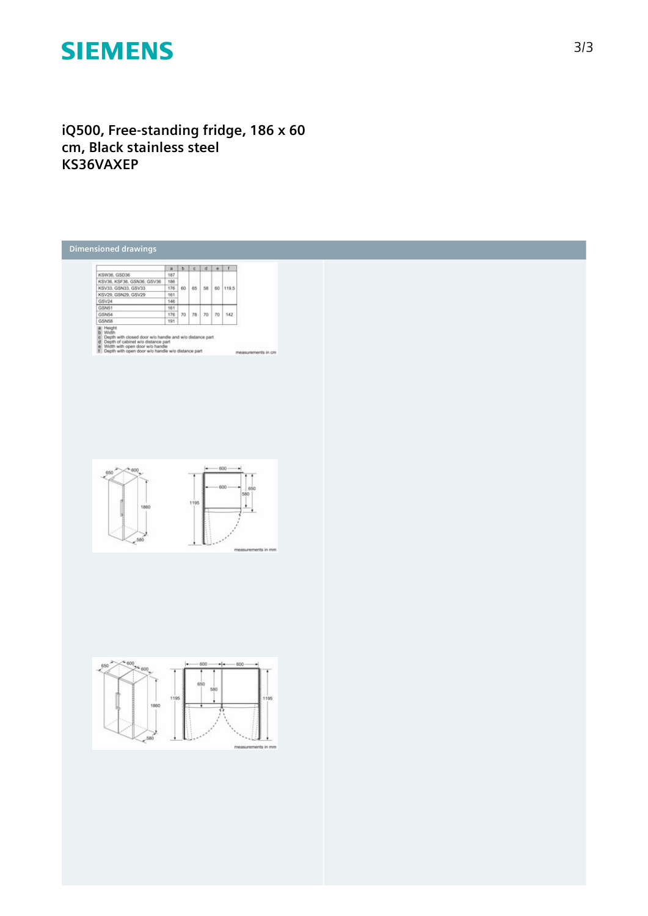## iQ500, Free-standing fridge, 186 x 60 cm, Black stainless steel
## KS36VAXEP

### Dimensioned drawings

| | a | b | c | d | e | f |
|---|---|---|---|---|---|---|
| KSW36, GSD36 | 187 | | | | | |
| KSV36, KSF36, GSN36, GSV36 | 186 | | | | | |
| KSV33, GSN33, GSV33 | 176 | 60 | 65 | 58 | 60 | 119.5 |
| KSV29, GSN29, GSV29 | 161 | | | | | |
| GSV24 | 146 | | | | | |
| GSN51 | 161 | | | | | |
| GSN54 | 176 | 70 | 78 | 70 | 70 | 142 |
| GSN58 | 191 | | | | | |

a Height
b Width
c Depth with closed door w/o handle and w/o distance part
d Depth of cabinet w/o distance part
e Width with open door w/o handle
f Depth with open door w/o handle w/o distance part

measurements in cm

650
600
1860
580
600
600
650
580
1195
measurements in mm

650
600
600
1860
580
600
600
650
580
1195
1195
measurements in mm